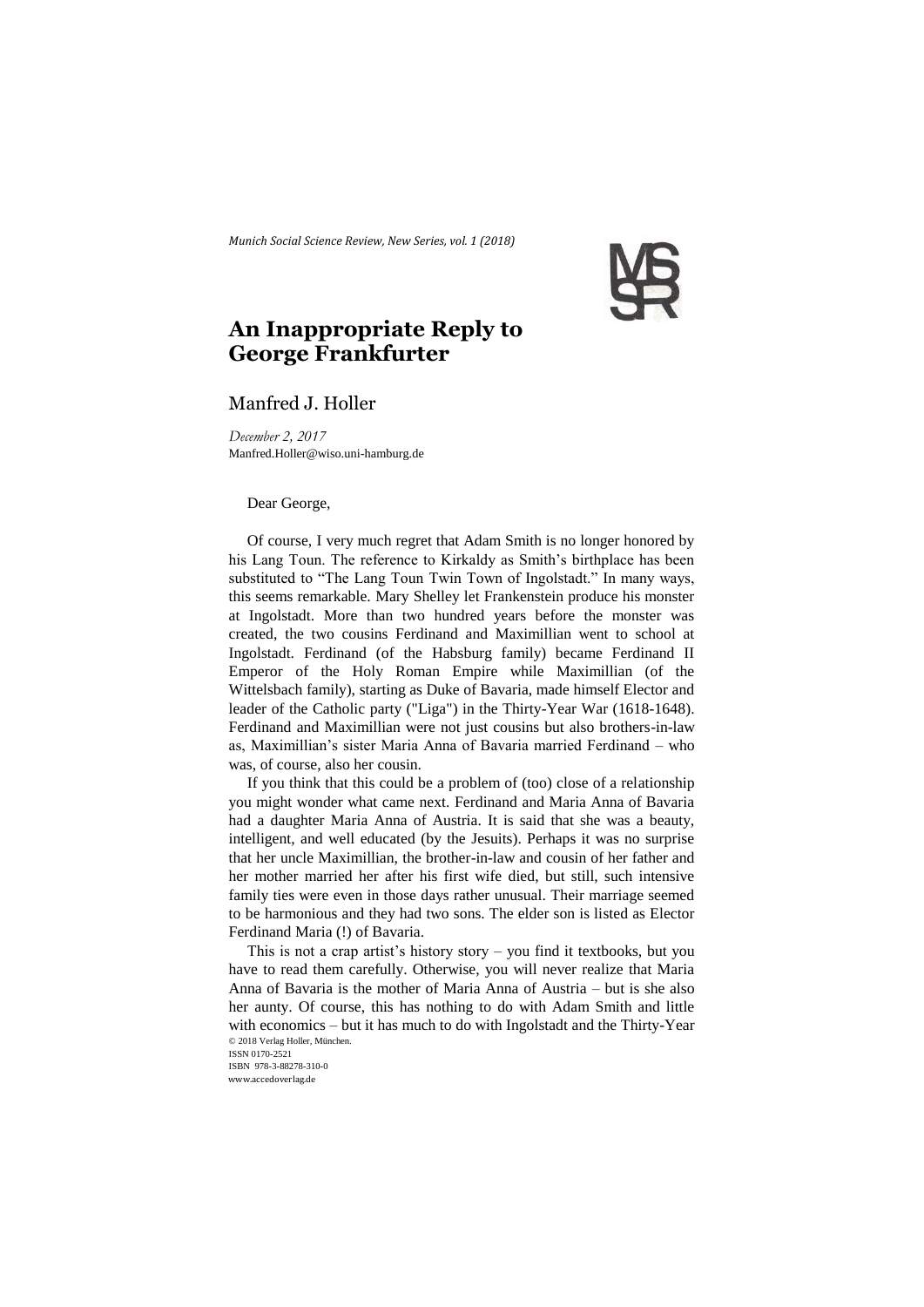*Munich Social Science Review, New Series, vol. 1 (2018)*

# An Inappropriate Reply to George Frankfurter

Manfred J. Holler

*December 2, 2017*
Manfred.Holler@wiso.uni-hamburg.de

Dear George,

Of course, I very much regret that Adam Smith is no longer honored by his Lang Toun. The reference to Kirkaldy as Smith's birthplace has been substituted to "The Lang Toun Twin Town of Ingolstadt." In many ways, this seems remarkable. Mary Shelley let Frankenstein produce his monster at Ingolstadt. More than two hundred years before the monster was created, the two cousins Ferdinand and Maximillian went to school at Ingolstadt. Ferdinand (of the Habsburg family) became Ferdinand II Emperor of the Holy Roman Empire while Maximillian (of the Wittelsbach family), starting as Duke of Bavaria, made himself Elector and leader of the Catholic party ("Liga") in the Thirty-Year War (1618-1648). Ferdinand and Maximillian were not just cousins but also brothers-in-law as, Maximillian's sister Maria Anna of Bavaria married Ferdinand – who was, of course, also her cousin.

If you think that this could be a problem of (too) close of a relationship you might wonder what came next. Ferdinand and Maria Anna of Bavaria had a daughter Maria Anna of Austria. It is said that she was a beauty, intelligent, and well educated (by the Jesuits). Perhaps it was no surprise that her uncle Maximillian, the brother-in-law and cousin of her father and her mother married her after his first wife died, but still, such intensive family ties were even in those days rather unusual. Their marriage seemed to be harmonious and they had two sons. The elder son is listed as Elector Ferdinand Maria (!) of Bavaria.

This is not a crap artist's history story – you find it textbooks, but you have to read them carefully. Otherwise, you will never realize that Maria Anna of Bavaria is the mother of Maria Anna of Austria – but is she also her aunty. Of course, this has nothing to do with Adam Smith and little with economics – but it has much to do with Ingolstadt and the Thirty-Year

© 2018 Verlag Holler, München.
ISSN 0170-2521
ISBN 978-3-88278-310-0
www.accedoverlag.de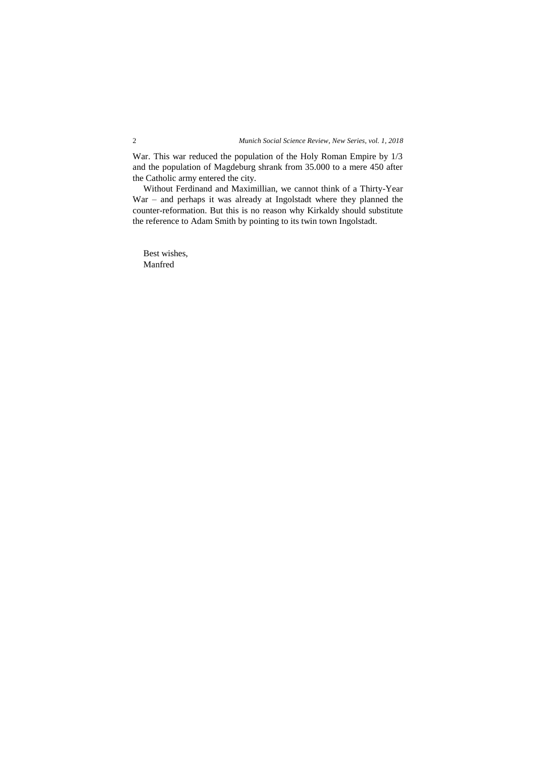War. This war reduced the population of the Holy Roman Empire by 1/3 and the population of Magdeburg shrank from 35.000 to a mere 450 after the Catholic army entered the city.

Without Ferdinand and Maximillian, we cannot think of a Thirty-Year War – and perhaps it was already at Ingolstadt where they planned the counter-reformation. But this is no reason why Kirkaldy should substitute the reference to Adam Smith by pointing to its twin town Ingolstadt.

Best wishes,
Manfred